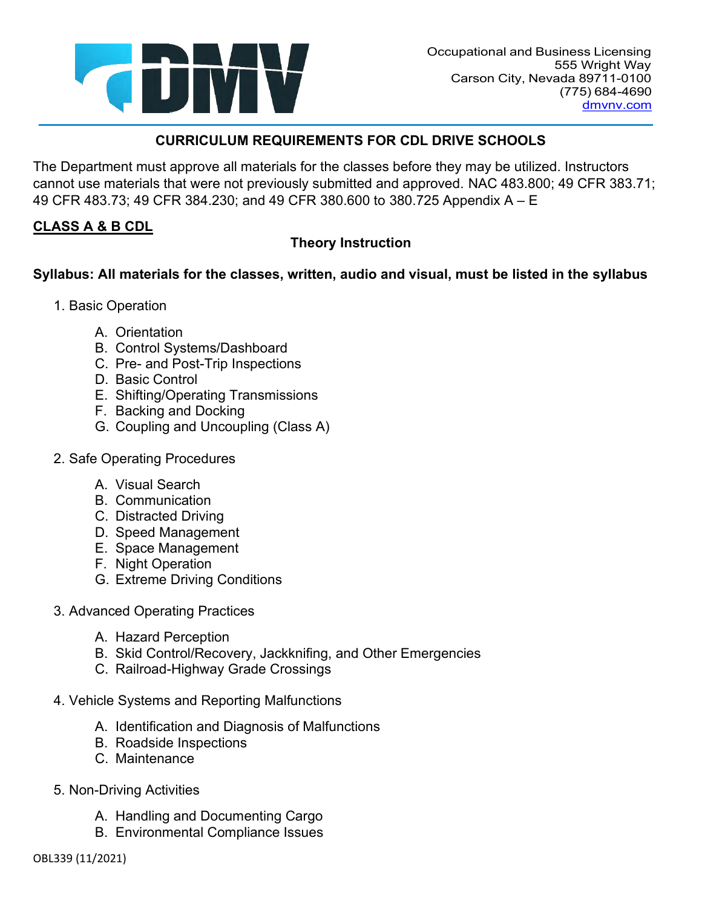Occupational and Business Licensing
555 Wright Way
Carson City, Nevada 89711-0100
(775) 684-4690
dmvnv.com

## CURRICULUM REQUIREMENTS FOR CDL DRIVE SCHOOLS

The Department must approve all materials for the classes before they may be utilized. Instructors cannot use materials that were not previously submitted and approved. NAC 483.800; 49 CFR 383.71; 49 CFR 483.73; 49 CFR 384.230; and 49 CFR 380.600 to 380.725 Appendix A – E

### CLASS A & B CDL

**Theory Instruction**

**Syllabus: All materials for the classes, written, audio and visual, must be listed in the syllabus**

1. Basic Operation
   - A. Orientation
   - B. Control Systems/Dashboard
   - C. Pre- and Post-Trip Inspections
   - D. Basic Control
   - E. Shifting/Operating Transmissions
   - F. Backing and Docking
   - G. Coupling and Uncoupling (Class A)

2. Safe Operating Procedures
   - A. Visual Search
   - B. Communication
   - C. Distracted Driving
   - D. Speed Management
   - E. Space Management
   - F. Night Operation
   - G. Extreme Driving Conditions

3. Advanced Operating Practices
   - A. Hazard Perception
   - B. Skid Control/Recovery, Jackknifing, and Other Emergencies
   - C. Railroad-Highway Grade Crossings

4. Vehicle Systems and Reporting Malfunctions
   - A. Identification and Diagnosis of Malfunctions
   - B. Roadside Inspections
   - C. Maintenance

5. Non-Driving Activities
   - A. Handling and Documenting Cargo
   - B. Environmental Compliance Issues

OBL339 (11/2021)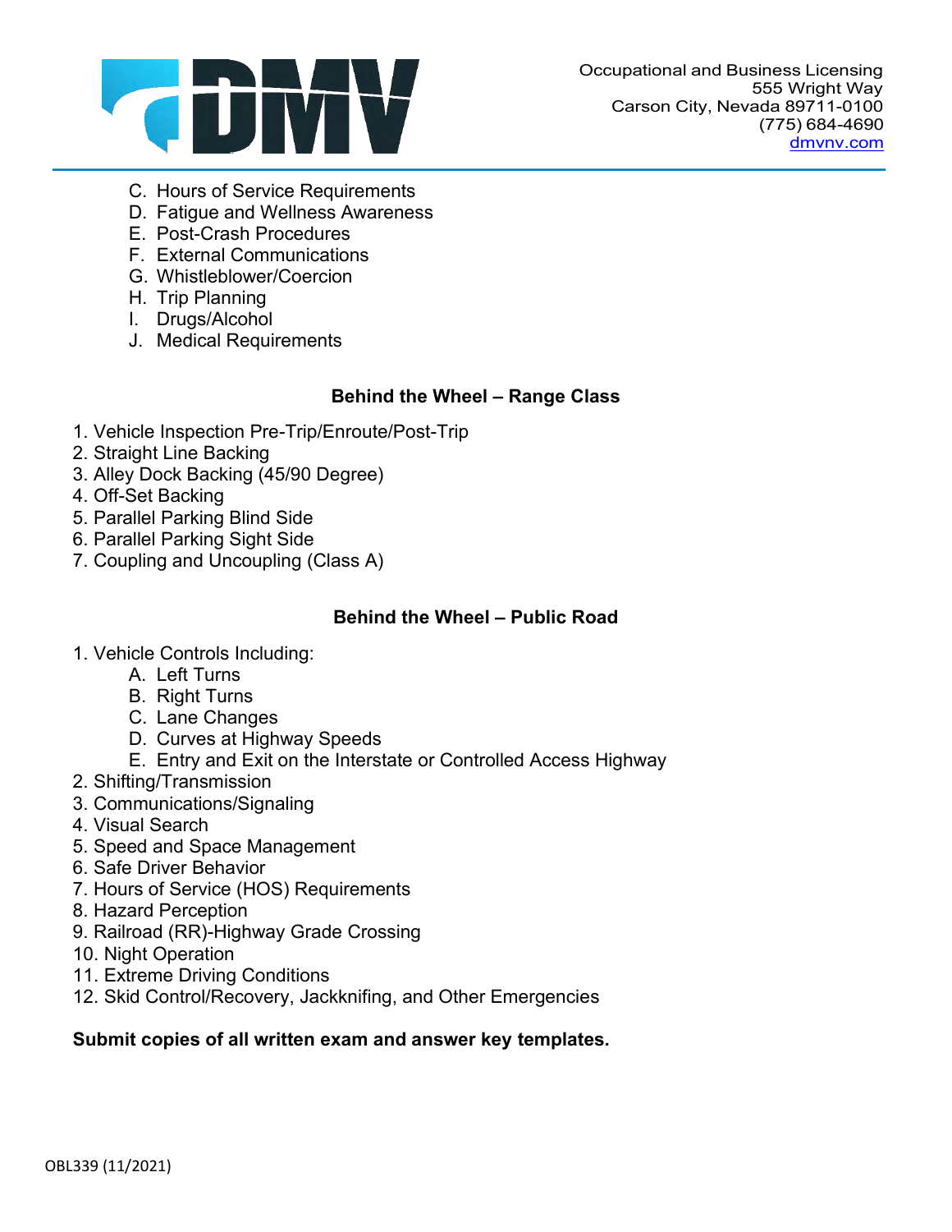C. Hours of Service Requirements
D. Fatigue and Wellness Awareness
E. Post-Crash Procedures
F. External Communications
G. Whistleblower/Coercion
H. Trip Planning
I. Drugs/Alcohol
J. Medical Requirements

### Behind the Wheel – Range Class

1. Vehicle Inspection Pre-Trip/Enroute/Post-Trip
2. Straight Line Backing
3. Alley Dock Backing (45/90 Degree)
4. Off-Set Backing
5. Parallel Parking Blind Side
6. Parallel Parking Sight Side
7. Coupling and Uncoupling (Class A)

### Behind the Wheel – Public Road

1. Vehicle Controls Including:
    - A. Left Turns
    - B. Right Turns
    - C. Lane Changes
    - D. Curves at Highway Speeds
    - E. Entry and Exit on the Interstate or Controlled Access Highway
2. Shifting/Transmission
3. Communications/Signaling
4. Visual Search
5. Speed and Space Management
6. Safe Driver Behavior
7. Hours of Service (HOS) Requirements
8. Hazard Perception
9. Railroad (RR)-Highway Grade Crossing
10. Night Operation
11. Extreme Driving Conditions
12. Skid Control/Recovery, Jackknifing, and Other Emergencies

**Submit copies of all written exam and answer key templates.**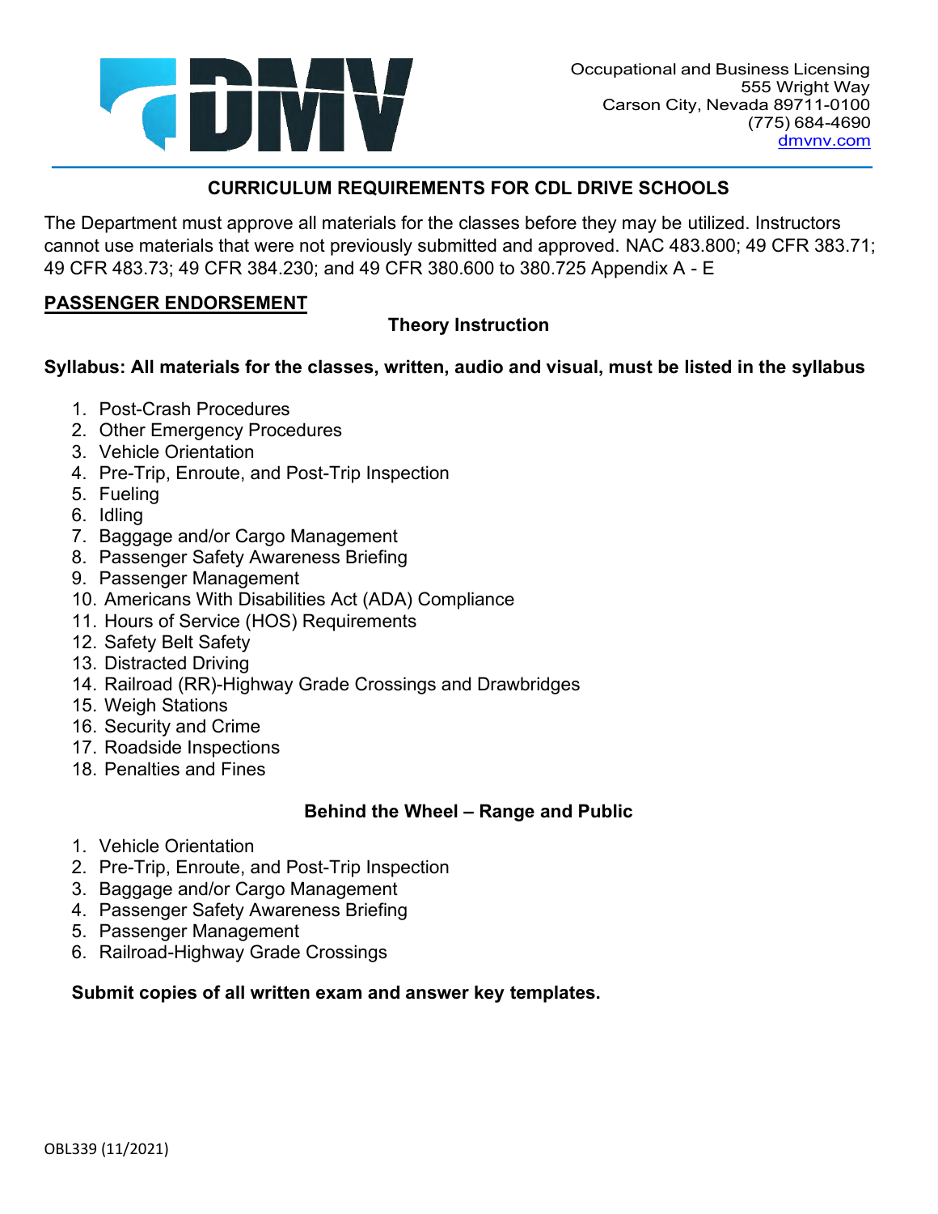Occupational and Business Licensing
555 Wright Way
Carson City, Nevada 89711-0100
(775) 684-4690
dmvnv.com

## CURRICULUM REQUIREMENTS FOR CDL DRIVE SCHOOLS

The Department must approve all materials for the classes before they may be utilized. Instructors cannot use materials that were not previously submitted and approved. NAC 483.800; 49 CFR 383.71; 49 CFR 483.73; 49 CFR 384.230; and 49 CFR 380.600 to 380.725 Appendix A - E

### PASSENGER ENDORSEMENT

#### Theory Instruction

**Syllabus: All materials for the classes, written, audio and visual, must be listed in the syllabus**

1. Post-Crash Procedures
2. Other Emergency Procedures
3. Vehicle Orientation
4. Pre-Trip, Enroute, and Post-Trip Inspection
5. Fueling
6. Idling
7. Baggage and/or Cargo Management
8. Passenger Safety Awareness Briefing
9. Passenger Management
10. Americans With Disabilities Act (ADA) Compliance
11. Hours of Service (HOS) Requirements
12. Safety Belt Safety
13. Distracted Driving
14. Railroad (RR)-Highway Grade Crossings and Drawbridges
15. Weigh Stations
16. Security and Crime
17. Roadside Inspections
18. Penalties and Fines

#### Behind the Wheel – Range and Public

1. Vehicle Orientation
2. Pre-Trip, Enroute, and Post-Trip Inspection
3. Baggage and/or Cargo Management
4. Passenger Safety Awareness Briefing
5. Passenger Management
6. Railroad-Highway Grade Crossings

**Submit copies of all written exam and answer key templates.**

OBL339 (11/2021)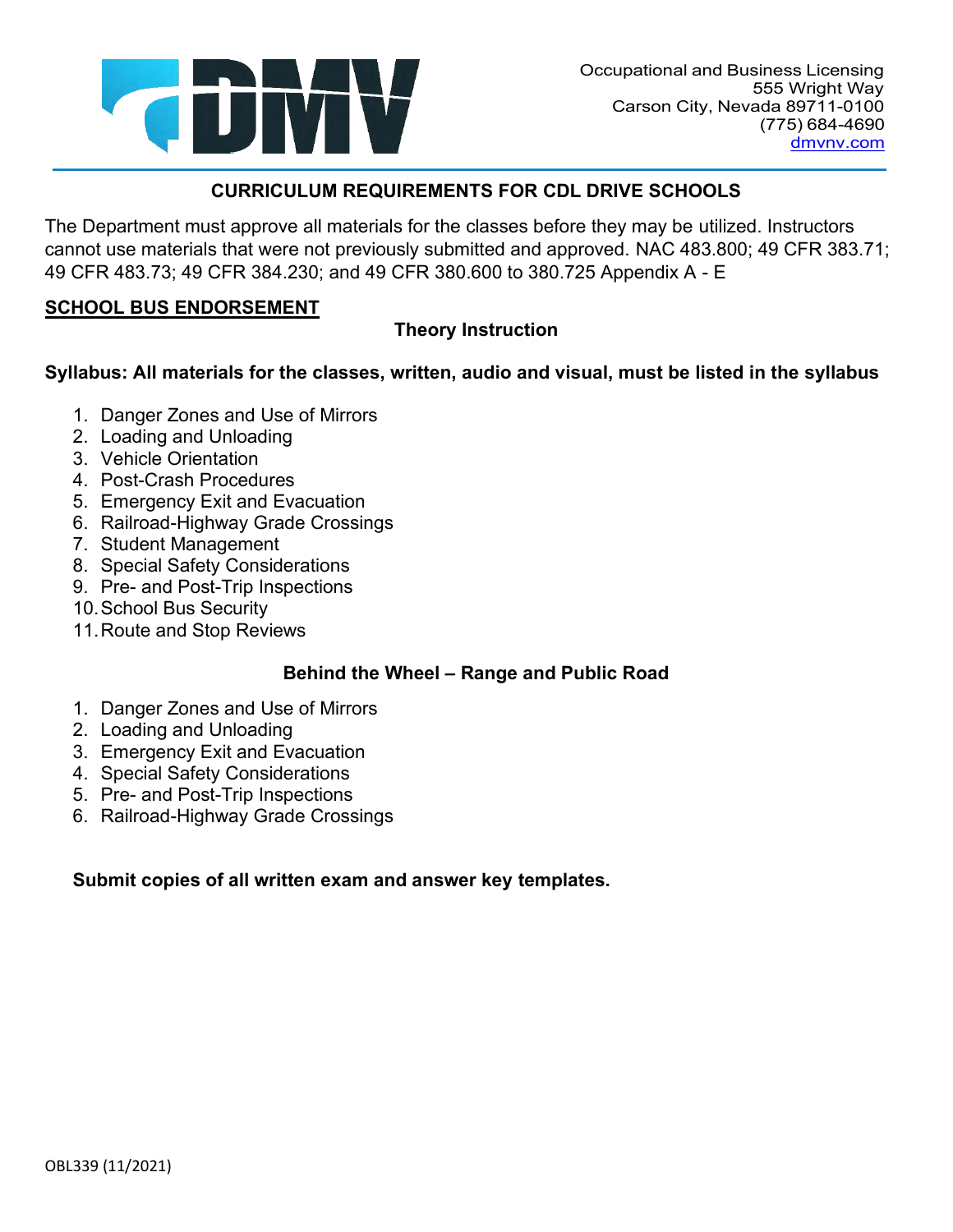Occupational and Business Licensing
555 Wright Way
Carson City, Nevada 89711-0100
(775) 684-4690
dmvnv.com

## CURRICULUM REQUIREMENTS FOR CDL DRIVE SCHOOLS

The Department must approve all materials for the classes before they may be utilized. Instructors cannot use materials that were not previously submitted and approved. NAC 483.800; 49 CFR 383.71; 49 CFR 483.73; 49 CFR 384.230; and 49 CFR 380.600 to 380.725 Appendix A - E

### SCHOOL BUS ENDORSEMENT

#### Theory Instruction

**Syllabus: All materials for the classes, written, audio and visual, must be listed in the syllabus**

1. Danger Zones and Use of Mirrors
2. Loading and Unloading
3. Vehicle Orientation
4. Post-Crash Procedures
5. Emergency Exit and Evacuation
6. Railroad-Highway Grade Crossings
7. Student Management
8. Special Safety Considerations
9. Pre- and Post-Trip Inspections
10. School Bus Security
11. Route and Stop Reviews

#### Behind the Wheel – Range and Public Road

1. Danger Zones and Use of Mirrors
2. Loading and Unloading
3. Emergency Exit and Evacuation
4. Special Safety Considerations
5. Pre- and Post-Trip Inspections
6. Railroad-Highway Grade Crossings

**Submit copies of all written exam and answer key templates.**

OBL339 (11/2021)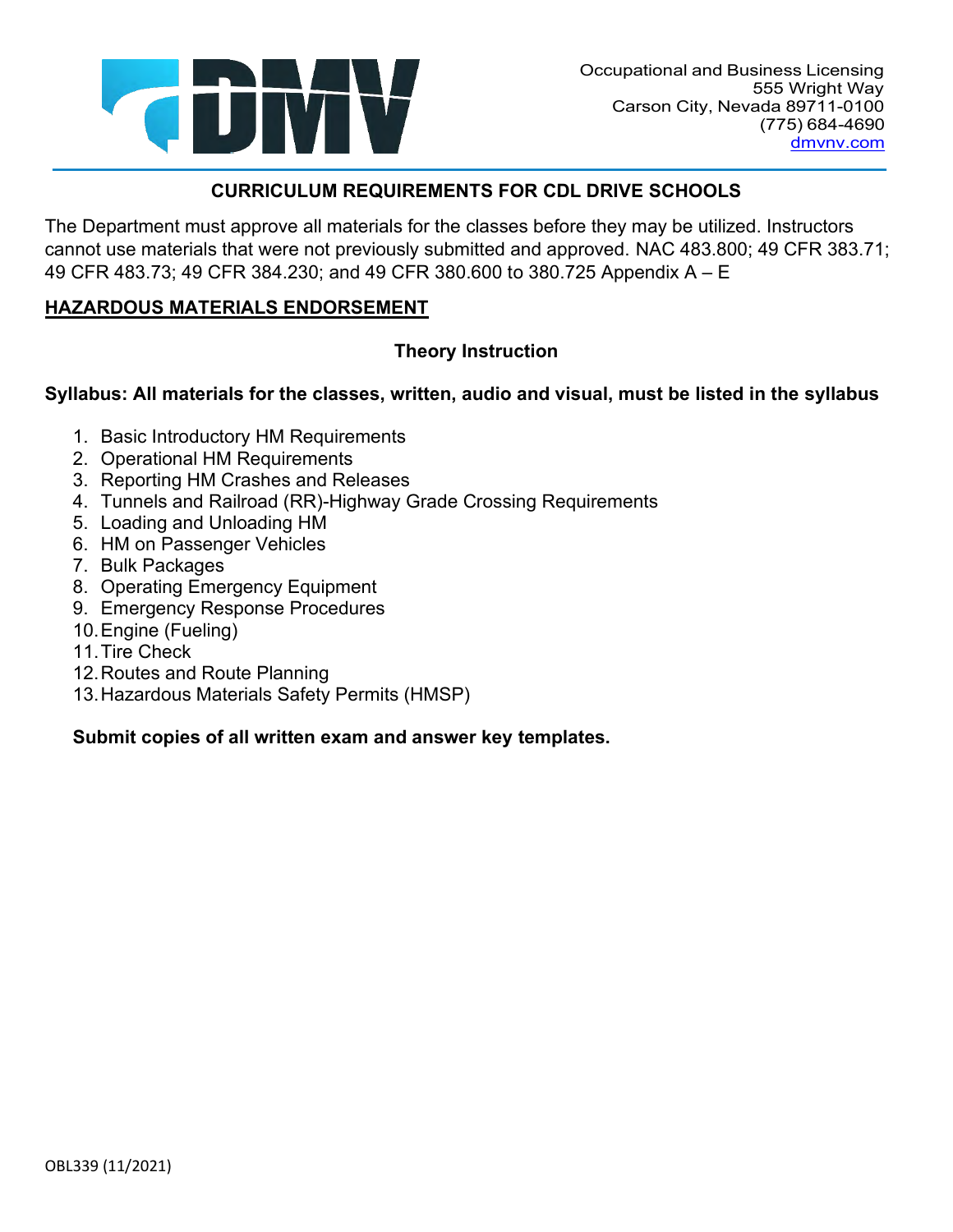Occupational and Business Licensing
555 Wright Way
Carson City, Nevada 89711-0100
(775) 684-4690
dmvnv.com

## CURRICULUM REQUIREMENTS FOR CDL DRIVE SCHOOLS

The Department must approve all materials for the classes before they may be utilized. Instructors cannot use materials that were not previously submitted and approved. NAC 483.800; 49 CFR 383.71; 49 CFR 483.73; 49 CFR 384.230; and 49 CFR 380.600 to 380.725 Appendix A – E

### HAZARDOUS MATERIALS ENDORSEMENT

#### Theory Instruction

**Syllabus: All materials for the classes, written, audio and visual, must be listed in the syllabus**

1. Basic Introductory HM Requirements
2. Operational HM Requirements
3. Reporting HM Crashes and Releases
4. Tunnels and Railroad (RR)-Highway Grade Crossing Requirements
5. Loading and Unloading HM
6. HM on Passenger Vehicles
7. Bulk Packages
8. Operating Emergency Equipment
9. Emergency Response Procedures
10. Engine (Fueling)
11. Tire Check
12. Routes and Route Planning
13. Hazardous Materials Safety Permits (HMSP)

**Submit copies of all written exam and answer key templates.**

OBL339 (11/2021)